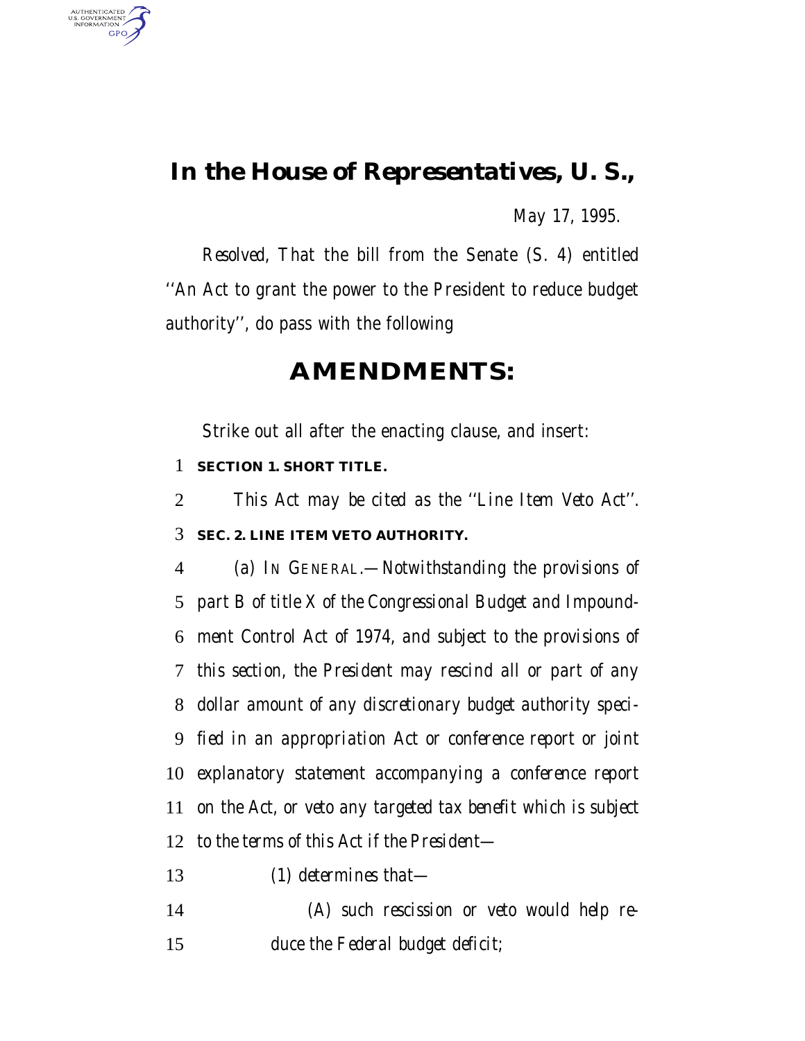# In the House of Representatives, U. S.,

*May 17, 1995.*

*Resolved,* That the bill from the Senate (S. 4) entitled ''An Act to grant the power to the President to reduce budget authority'', do pass with the following

## AMENDMENTS:

Strike out all after the enacting clause, and insert:

**SECTION 1. SHORT TITLE.**

*This Act may be cited as the ''Line Item Veto Act''.*

**SEC. 2. LINE ITEM VETO AUTHORITY.**

*(a) IN GENERAL.—Notwithstanding the provisions of part B of title X of the Congressional Budget and Impoundment Control Act of 1974, and subject to the provisions of this section, the President may rescind all or part of any dollar amount of any discretionary budget authority specified in an appropriation Act or conference report or joint explanatory statement accompanying a conference report on the Act, or veto any targeted tax benefit which is subject to the terms of this Act if the President—*

*(1) determines that—*

*(A) such rescission or veto would help reduce the Federal budget deficit;*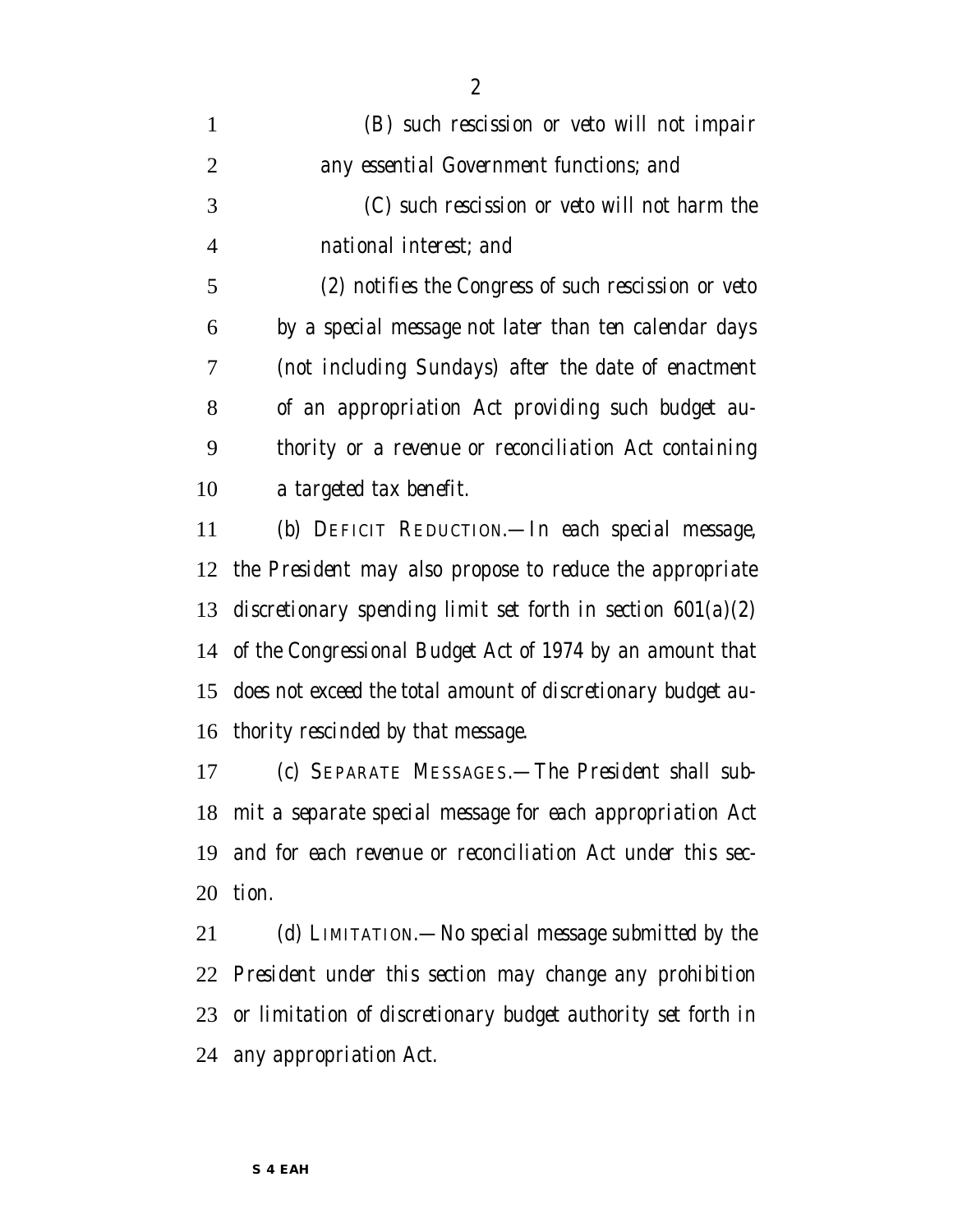(B) such rescission or veto will not impair any essential Government functions; and

(C) such rescission or veto will not harm the national interest; and

(2) notifies the Congress of such rescission or veto by a special message not later than ten calendar days (not including Sundays) after the date of enactment of an appropriation Act providing such budget authority or a revenue or reconciliation Act containing a targeted tax benefit.

(b) DEFICIT REDUCTION.—In each special message, the President may also propose to reduce the appropriate discretionary spending limit set forth in section 601(a)(2) of the Congressional Budget Act of 1974 by an amount that does not exceed the total amount of discretionary budget authority rescinded by that message.

(c) SEPARATE MESSAGES.—The President shall submit a separate special message for each appropriation Act and for each revenue or reconciliation Act under this section.

(d) LIMITATION.—No special message submitted by the President under this section may change any prohibition or limitation of discretionary budget authority set forth in any appropriation Act.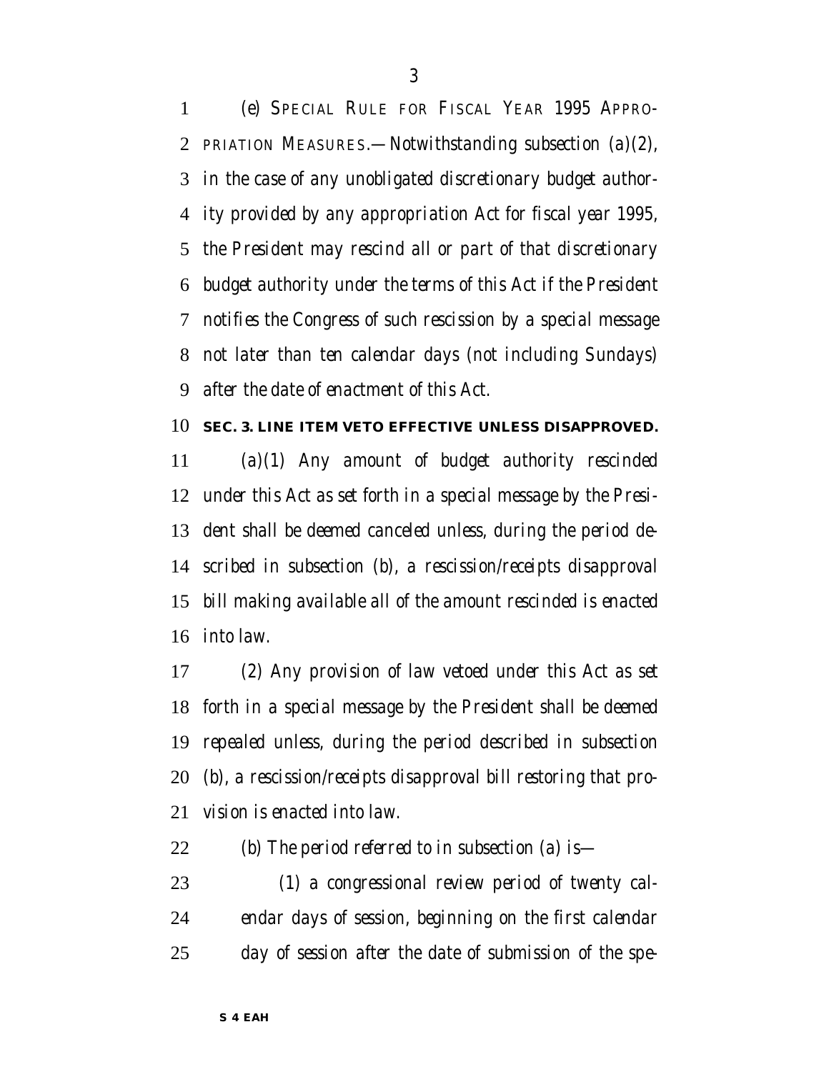*(e) SPECIAL RULE FOR FISCAL YEAR 1995 APPROPRIATION MEASURES.—Notwithstanding subsection (a)(2), in the case of any unobligated discretionary budget authority provided by any appropriation Act for fiscal year 1995, the President may rescind all or part of that discretionary budget authority under the terms of this Act if the President notifies the Congress of such rescission by a special message not later than ten calendar days (not including Sundays) after the date of enactment of this Act.*

**SEC. 3. LINE ITEM VETO EFFECTIVE UNLESS DISAPPROVED.**

*(a)(1) Any amount of budget authority rescinded under this Act as set forth in a special message by the President shall be deemed canceled unless, during the period described in subsection (b), a rescission/receipts disapproval bill making available all of the amount rescinded is enacted into law.*

*(2) Any provision of law vetoed under this Act as set forth in a special message by the President shall be deemed repealed unless, during the period described in subsection (b), a rescission/receipts disapproval bill restoring that provision is enacted into law.*

*(b) The period referred to in subsection (a) is—*

*(1) a congressional review period of twenty calendar days of session, beginning on the first calendar day of session after the date of submission of the spe-*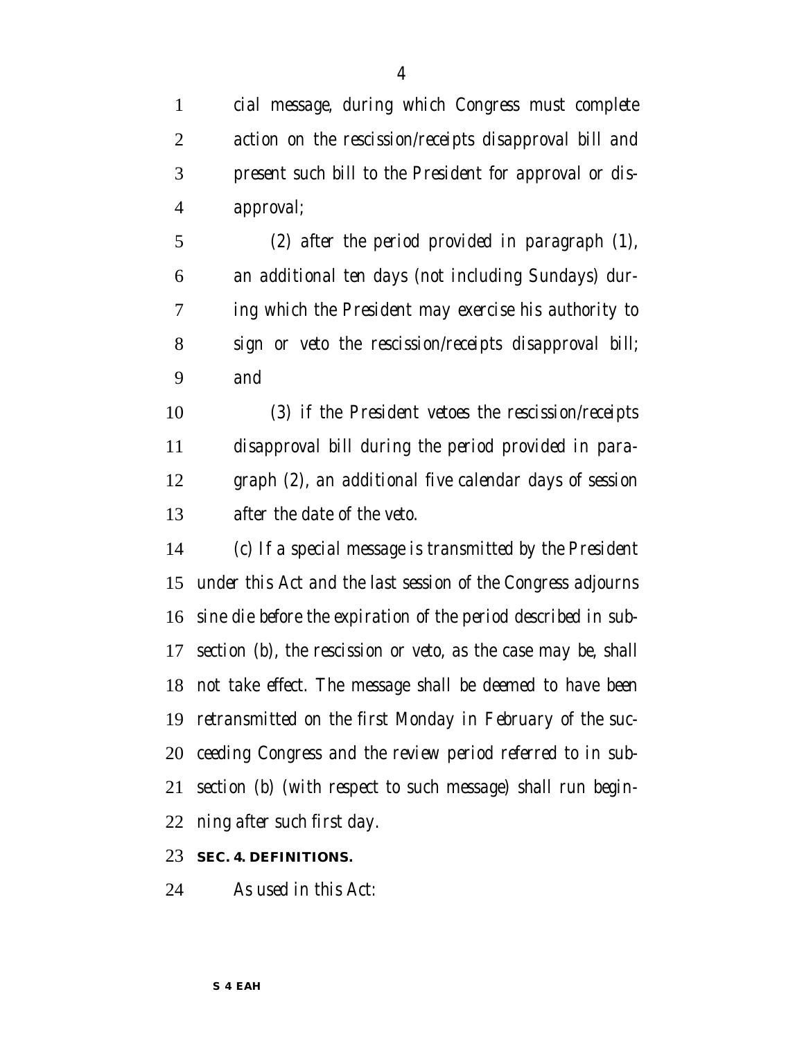*cial message, during which Congress must complete action on the rescission/receipts disapproval bill and present such bill to the President for approval or disapproval;*

*(2) after the period provided in paragraph (1), an additional ten days (not including Sundays) during which the President may exercise his authority to sign or veto the rescission/receipts disapproval bill; and*

*(3) if the President vetoes the rescission/receipts disapproval bill during the period provided in paragraph (2), an additional five calendar days of session after the date of the veto.*

*(c) If a special message is transmitted by the President under this Act and the last session of the Congress adjourns sine die before the expiration of the period described in subsection (b), the rescission or veto, as the case may be, shall not take effect. The message shall be deemed to have been retransmitted on the first Monday in February of the succeeding Congress and the review period referred to in subsection (b) (with respect to such message) shall run beginning after such first day.*

**SEC. 4. DEFINITIONS.**

*As used in this Act:*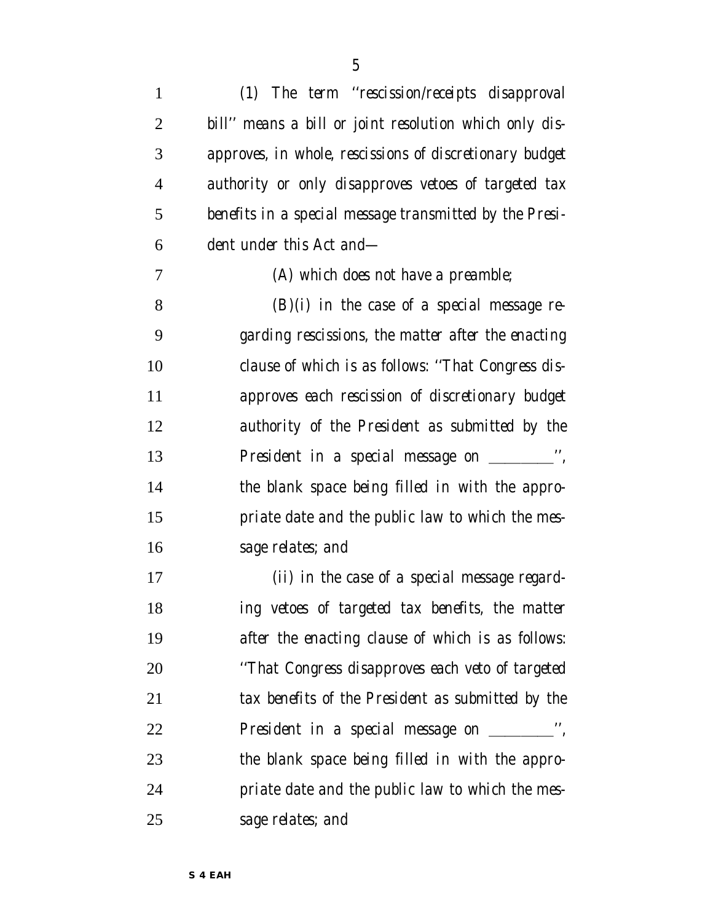*(1) The term ''rescission/receipts disapproval bill'' means a bill or joint resolution which only disapproves, in whole, rescissions of discretionary budget authority or only disapproves vetoes of targeted tax benefits in a special message transmitted by the President under this Act and—*

*(A) which does not have a preamble;*

*(B)(i) in the case of a special message regarding rescissions, the matter after the enacting clause of which is as follows: ''That Congress disapproves each rescission of discretionary budget authority of the President as submitted by the President in a special message on ________'', the blank space being filled in with the appropriate date and the public law to which the message relates; and*

*(ii) in the case of a special message regarding vetoes of targeted tax benefits, the matter after the enacting clause of which is as follows: ''That Congress disapproves each veto of targeted tax benefits of the President as submitted by the President in a special message on ________'', the blank space being filled in with the appropriate date and the public law to which the message relates; and*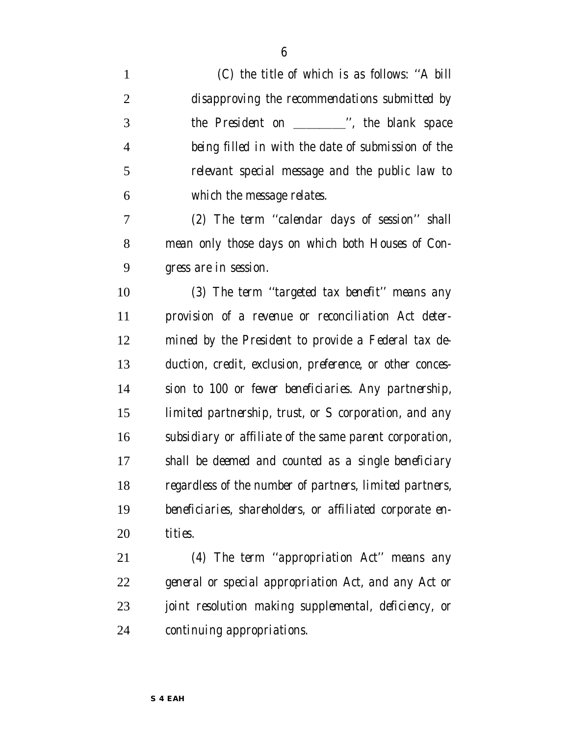(C) the title of which is as follows: ''A bill disapproving the recommendations submitted by the President on ________'', the blank space being filled in with the date of submission of the relevant special message and the public law to which the message relates.

(2) The term ''calendar days of session'' shall mean only those days on which both Houses of Congress are in session.

(3) The term ''targeted tax benefit'' means any provision of a revenue or reconciliation Act determined by the President to provide a Federal tax deduction, credit, exclusion, preference, or other concession to 100 or fewer beneficiaries. Any partnership, limited partnership, trust, or S corporation, and any subsidiary or affiliate of the same parent corporation, shall be deemed and counted as a single beneficiary regardless of the number of partners, limited partners, beneficiaries, shareholders, or affiliated corporate entities.

(4) The term ''appropriation Act'' means any general or special appropriation Act, and any Act or joint resolution making supplemental, deficiency, or continuing appropriations.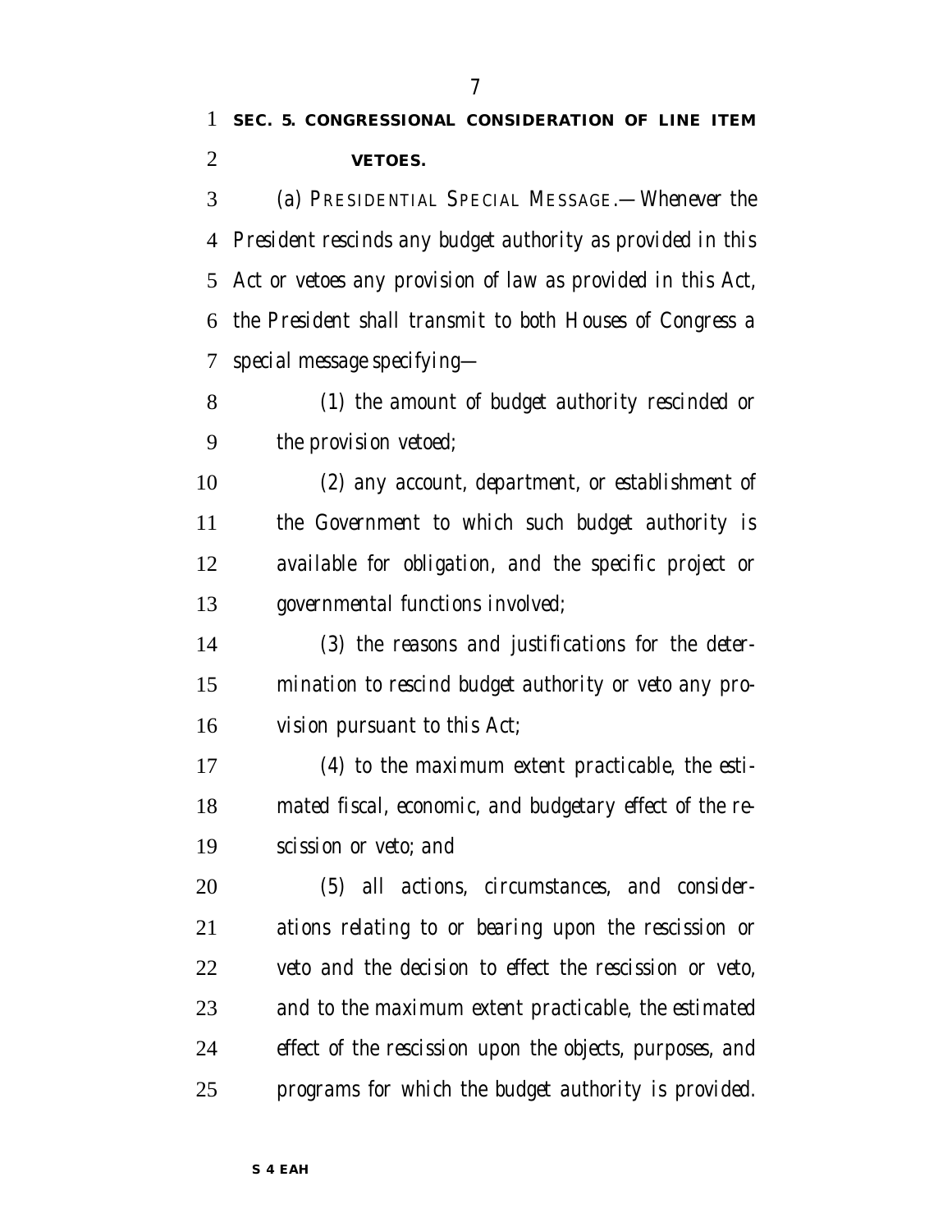**SEC. 5. CONGRESSIONAL CONSIDERATION OF LINE ITEM VETOES.**

*(a) PRESIDENTIAL SPECIAL MESSAGE.—Whenever the President rescinds any budget authority as provided in this Act or vetoes any provision of law as provided in this Act, the President shall transmit to both Houses of Congress a special message specifying—*

*(1) the amount of budget authority rescinded or the provision vetoed;*

*(2) any account, department, or establishment of the Government to which such budget authority is available for obligation, and the specific project or governmental functions involved;*

*(3) the reasons and justifications for the determination to rescind budget authority or veto any provision pursuant to this Act;*

*(4) to the maximum extent practicable, the estimated fiscal, economic, and budgetary effect of the rescission or veto; and*

*(5) all actions, circumstances, and considerations relating to or bearing upon the rescission or veto and the decision to effect the rescission or veto, and to the maximum extent practicable, the estimated effect of the rescission upon the objects, purposes, and programs for which the budget authority is provided.*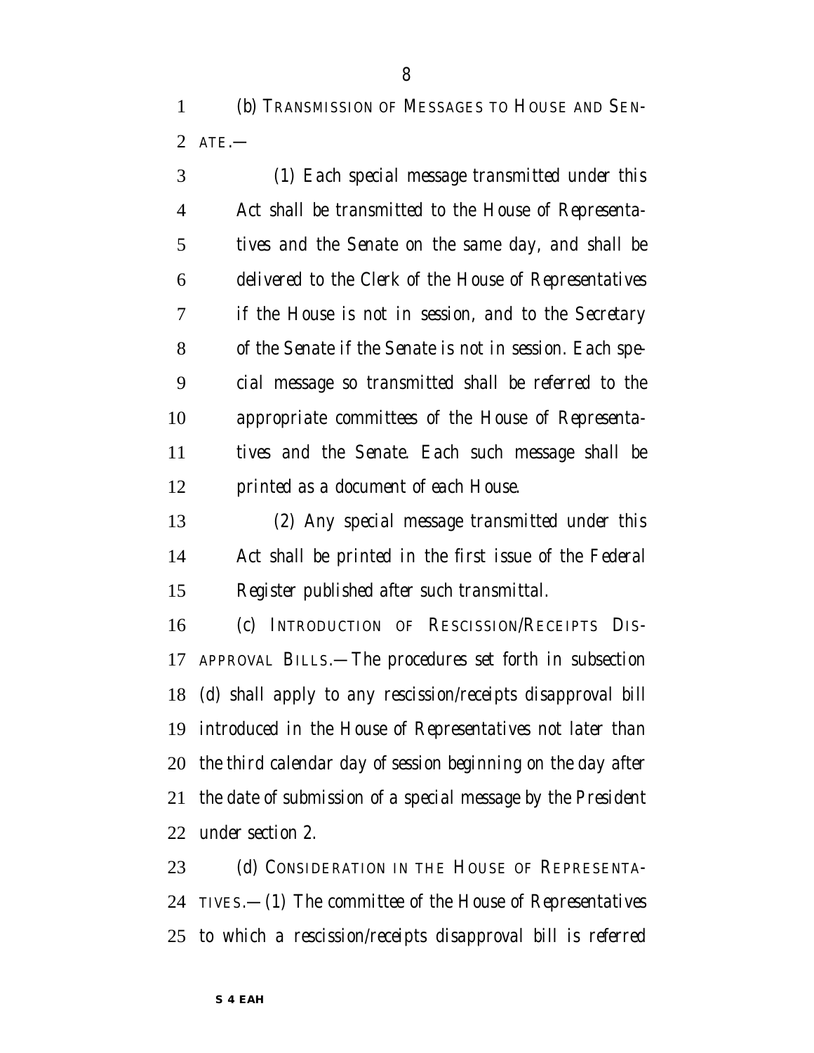(b) TRANSMISSION OF MESSAGES TO HOUSE AND SENATE.—

(1) Each special message transmitted under this Act shall be transmitted to the House of Representatives and the Senate on the same day, and shall be delivered to the Clerk of the House of Representatives if the House is not in session, and to the Secretary of the Senate if the Senate is not in session. Each special message so transmitted shall be referred to the appropriate committees of the House of Representatives and the Senate. Each such message shall be printed as a document of each House.

(2) Any special message transmitted under this Act shall be printed in the first issue of the Federal Register published after such transmittal.

(c) INTRODUCTION OF RESCISSION/RECEIPTS DISAPPROVAL BILLS.—The procedures set forth in subsection (d) shall apply to any rescission/receipts disapproval bill introduced in the House of Representatives not later than the third calendar day of session beginning on the day after the date of submission of a special message by the President under section 2.

(d) CONSIDERATION IN THE HOUSE OF REPRESENTATIVES.—(1) The committee of the House of Representatives to which a rescission/receipts disapproval bill is referred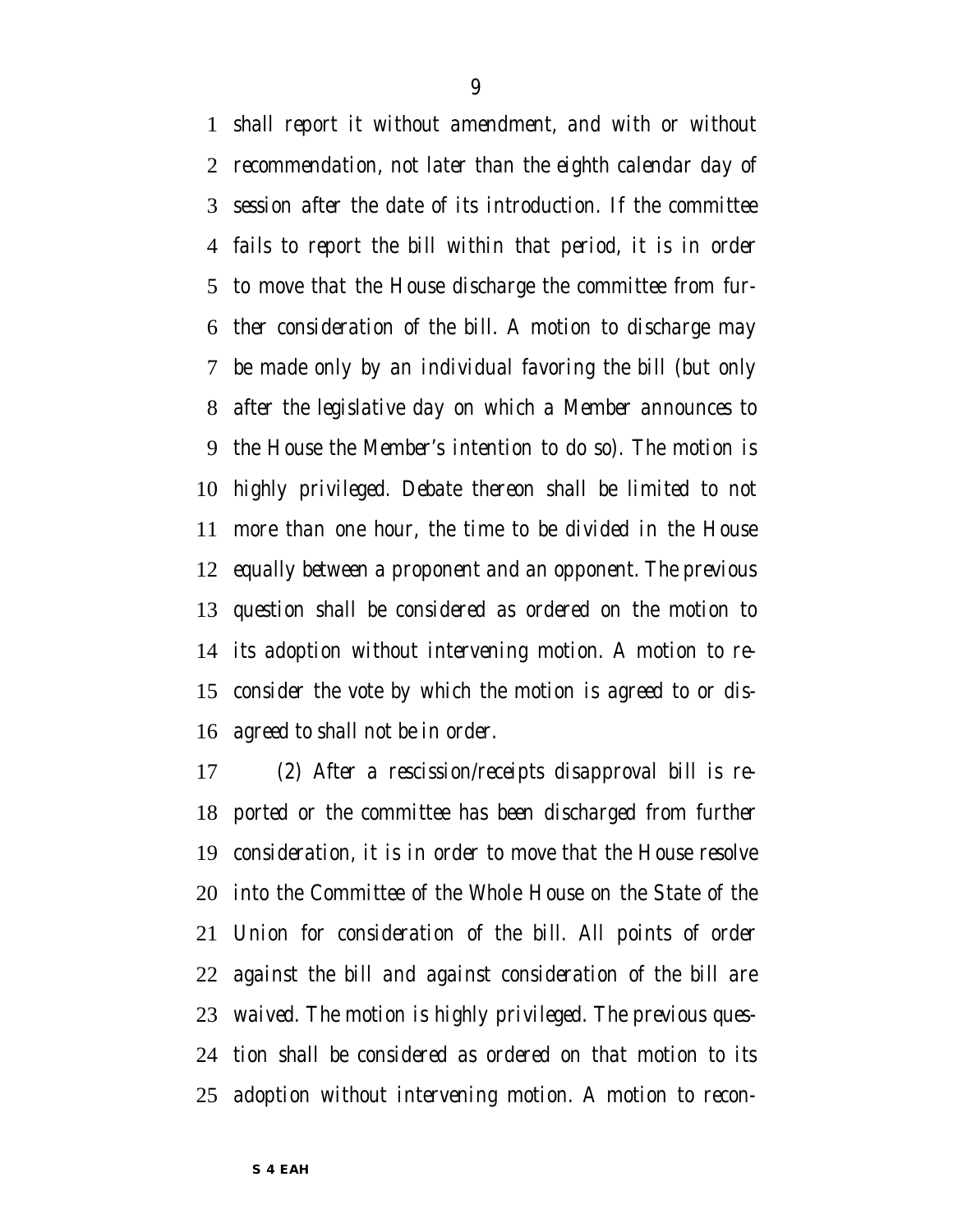shall report it without amendment, and with or without recommendation, not later than the eighth calendar day of session after the date of its introduction. If the committee fails to report the bill within that period, it is in order to move that the House discharge the committee from further consideration of the bill. A motion to discharge may be made only by an individual favoring the bill (but only after the legislative day on which a Member announces to the House the Member's intention to do so). The motion is highly privileged. Debate thereon shall be limited to not more than one hour, the time to be divided in the House equally between a proponent and an opponent. The previous question shall be considered as ordered on the motion to its adoption without intervening motion. A motion to reconsider the vote by which the motion is agreed to or disagreed to shall not be in order.

(2) After a rescission/receipts disapproval bill is reported or the committee has been discharged from further consideration, it is in order to move that the House resolve into the Committee of the Whole House on the State of the Union for consideration of the bill. All points of order against the bill and against consideration of the bill are waived. The motion is highly privileged. The previous question shall be considered as ordered on that motion to its adoption without intervening motion. A motion to recon-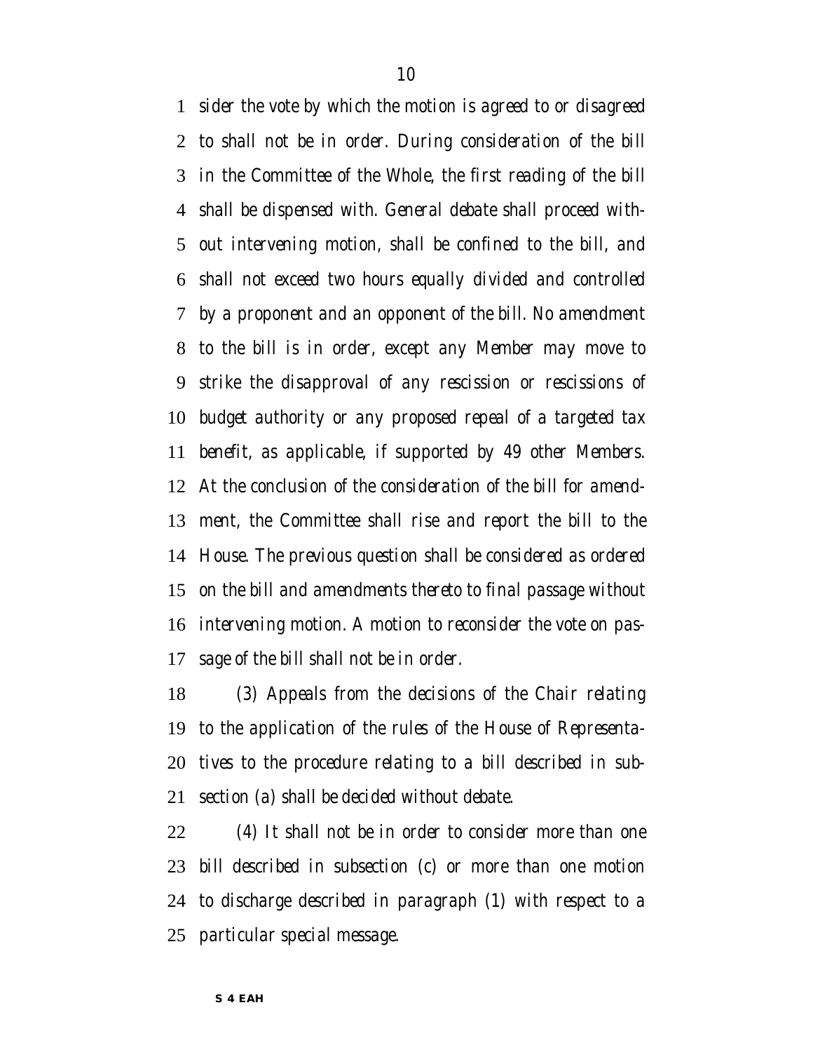*sider the vote by which the motion is agreed to or disagreed to shall not be in order. During consideration of the bill in the Committee of the Whole, the first reading of the bill shall be dispensed with. General debate shall proceed without intervening motion, shall be confined to the bill, and shall not exceed two hours equally divided and controlled by a proponent and an opponent of the bill. No amendment to the bill is in order, except any Member may move to strike the disapproval of any rescission or rescissions of budget authority or any proposed repeal of a targeted tax benefit, as applicable, if supported by 49 other Members. At the conclusion of the consideration of the bill for amendment, the Committee shall rise and report the bill to the House. The previous question shall be considered as ordered on the bill and amendments thereto to final passage without intervening motion. A motion to reconsider the vote on passage of the bill shall not be in order.*

*(3) Appeals from the decisions of the Chair relating to the application of the rules of the House of Representatives to the procedure relating to a bill described in subsection (a) shall be decided without debate.*

*(4) It shall not be in order to consider more than one bill described in subsection (c) or more than one motion to discharge described in paragraph (1) with respect to a particular special message.*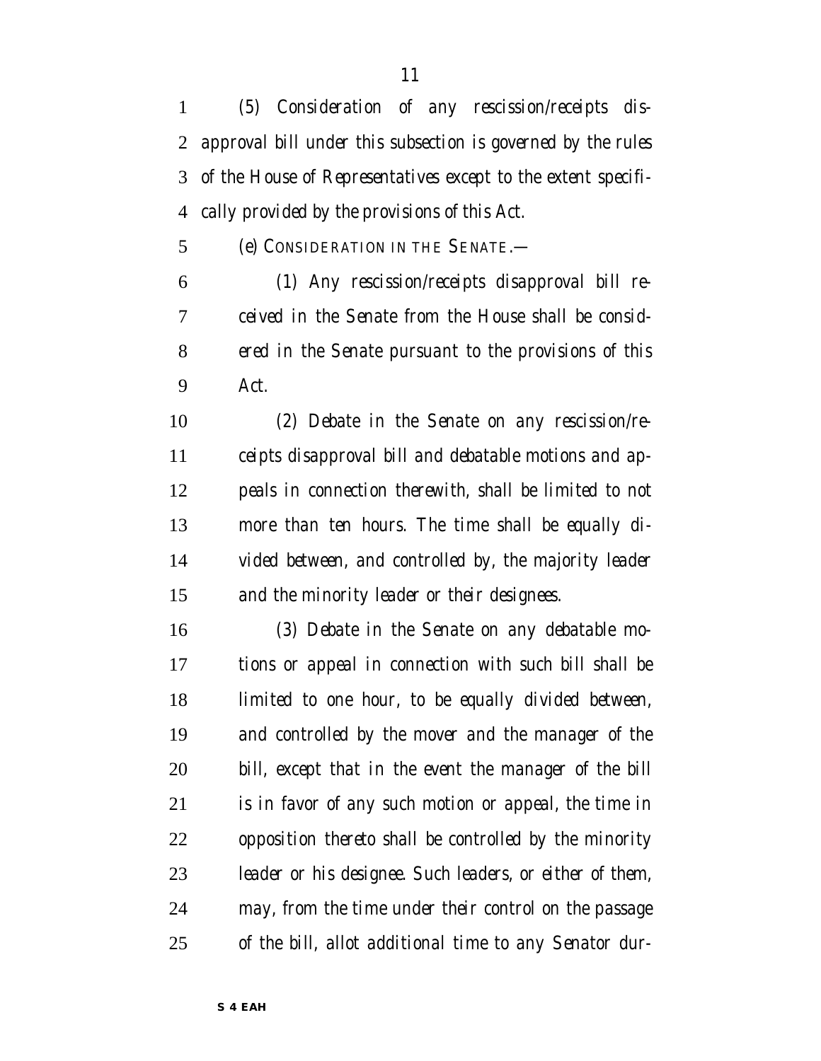(5) Consideration of any rescission/receipts disapproval bill under this subsection is governed by the rules of the House of Representatives except to the extent specifically provided by the provisions of this Act.

(e) CONSIDERATION IN THE SENATE.—

(1) Any rescission/receipts disapproval bill received in the Senate from the House shall be considered in the Senate pursuant to the provisions of this Act.

(2) Debate in the Senate on any rescission/receipts disapproval bill and debatable motions and appeals in connection therewith, shall be limited to not more than ten hours. The time shall be equally divided between, and controlled by, the majority leader and the minority leader or their designees.

(3) Debate in the Senate on any debatable motions or appeal in connection with such bill shall be limited to one hour, to be equally divided between, and controlled by the mover and the manager of the bill, except that in the event the manager of the bill is in favor of any such motion or appeal, the time in opposition thereto shall be controlled by the minority leader or his designee. Such leaders, or either of them, may, from the time under their control on the passage of the bill, allot additional time to any Senator dur-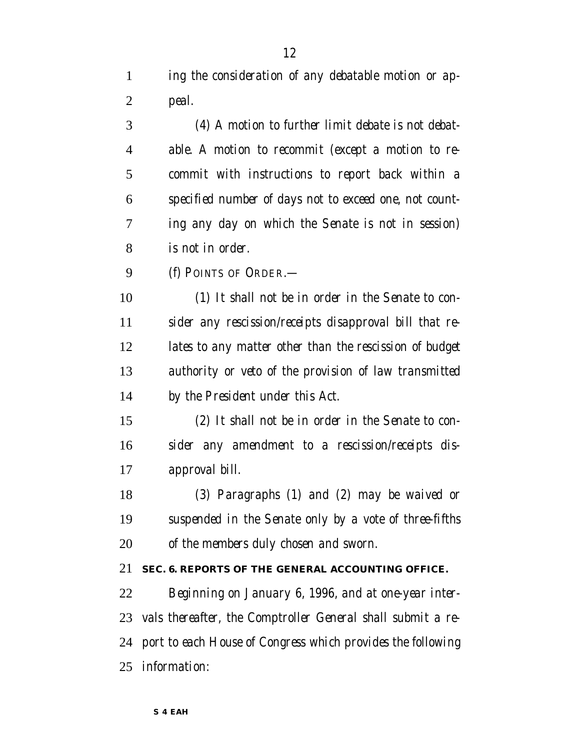*ing the consideration of any debatable motion or appeal.*

*(4) A motion to further limit debate is not debatable. A motion to recommit (except a motion to recommit with instructions to report back within a specified number of days not to exceed one, not counting any day on which the Senate is not in session) is not in order.*

*(f) POINTS OF ORDER.—*

*(1) It shall not be in order in the Senate to consider any rescission/receipts disapproval bill that relates to any matter other than the rescission of budget authority or veto of the provision of law transmitted by the President under this Act.*

*(2) It shall not be in order in the Senate to consider any amendment to a rescission/receipts disapproval bill.*

*(3) Paragraphs (1) and (2) may be waived or suspended in the Senate only by a vote of three-fifths of the members duly chosen and sworn.*

**SEC. 6. REPORTS OF THE GENERAL ACCOUNTING OFFICE.**

*Beginning on January 6, 1996, and at one-year intervals thereafter, the Comptroller General shall submit a report to each House of Congress which provides the following information:*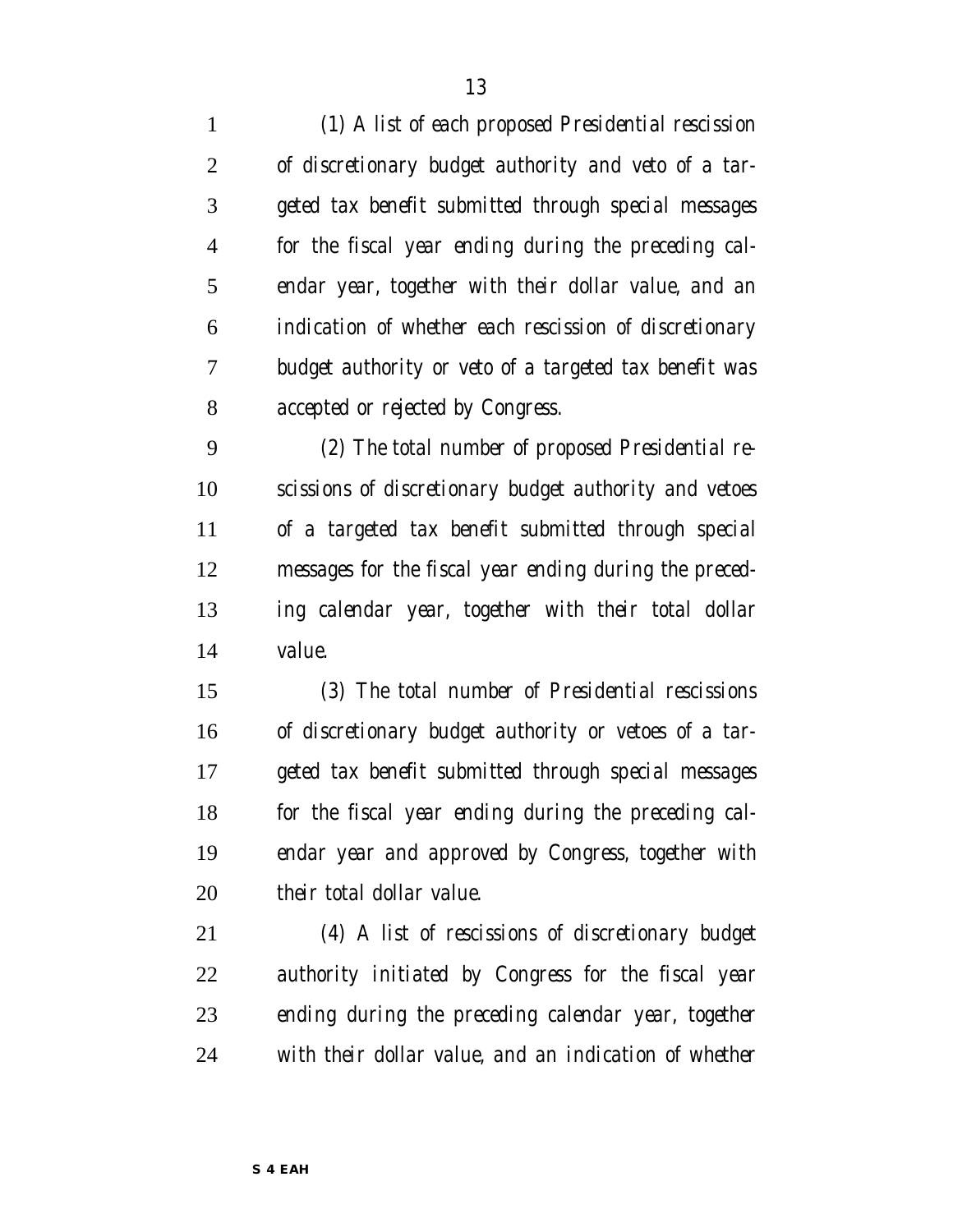*(1) A list of each proposed Presidential rescission of discretionary budget authority and veto of a targeted tax benefit submitted through special messages for the fiscal year ending during the preceding calendar year, together with their dollar value, and an indication of whether each rescission of discretionary budget authority or veto of a targeted tax benefit was accepted or rejected by Congress.*

*(2) The total number of proposed Presidential rescissions of discretionary budget authority and vetoes of a targeted tax benefit submitted through special messages for the fiscal year ending during the preceding calendar year, together with their total dollar value.*

*(3) The total number of Presidential rescissions of discretionary budget authority or vetoes of a targeted tax benefit submitted through special messages for the fiscal year ending during the preceding calendar year and approved by Congress, together with their total dollar value.*

*(4) A list of rescissions of discretionary budget authority initiated by Congress for the fiscal year ending during the preceding calendar year, together with their dollar value, and an indication of whether*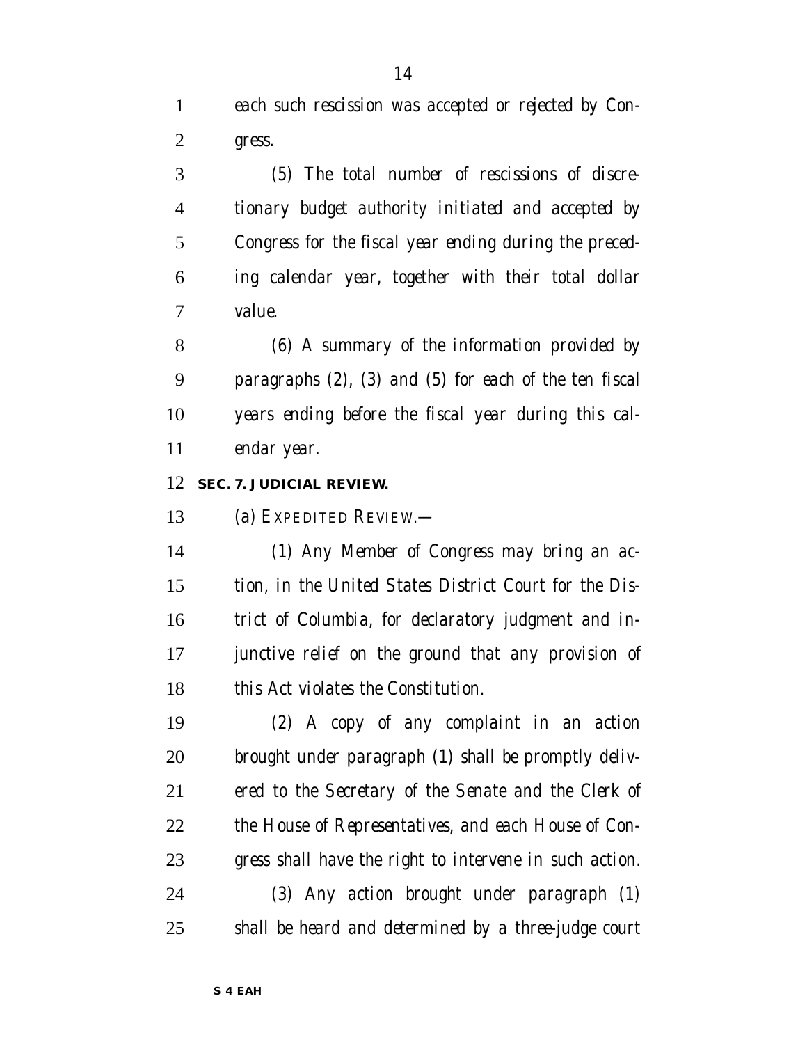*each such rescission was accepted or rejected by Congress.*

*(5) The total number of rescissions of discretionary budget authority initiated and accepted by Congress for the fiscal year ending during the preceding calendar year, together with their total dollar value.*

*(6) A summary of the information provided by paragraphs (2), (3) and (5) for each of the ten fiscal years ending before the fiscal year during this calendar year.*

**SEC. 7. JUDICIAL REVIEW.**

*(a) EXPEDITED REVIEW.—*

*(1) Any Member of Congress may bring an action, in the United States District Court for the District of Columbia, for declaratory judgment and injunctive relief on the ground that any provision of this Act violates the Constitution.*

*(2) A copy of any complaint in an action brought under paragraph (1) shall be promptly delivered to the Secretary of the Senate and the Clerk of the House of Representatives, and each House of Congress shall have the right to intervene in such action.*

*(3) Any action brought under paragraph (1) shall be heard and determined by a three-judge court*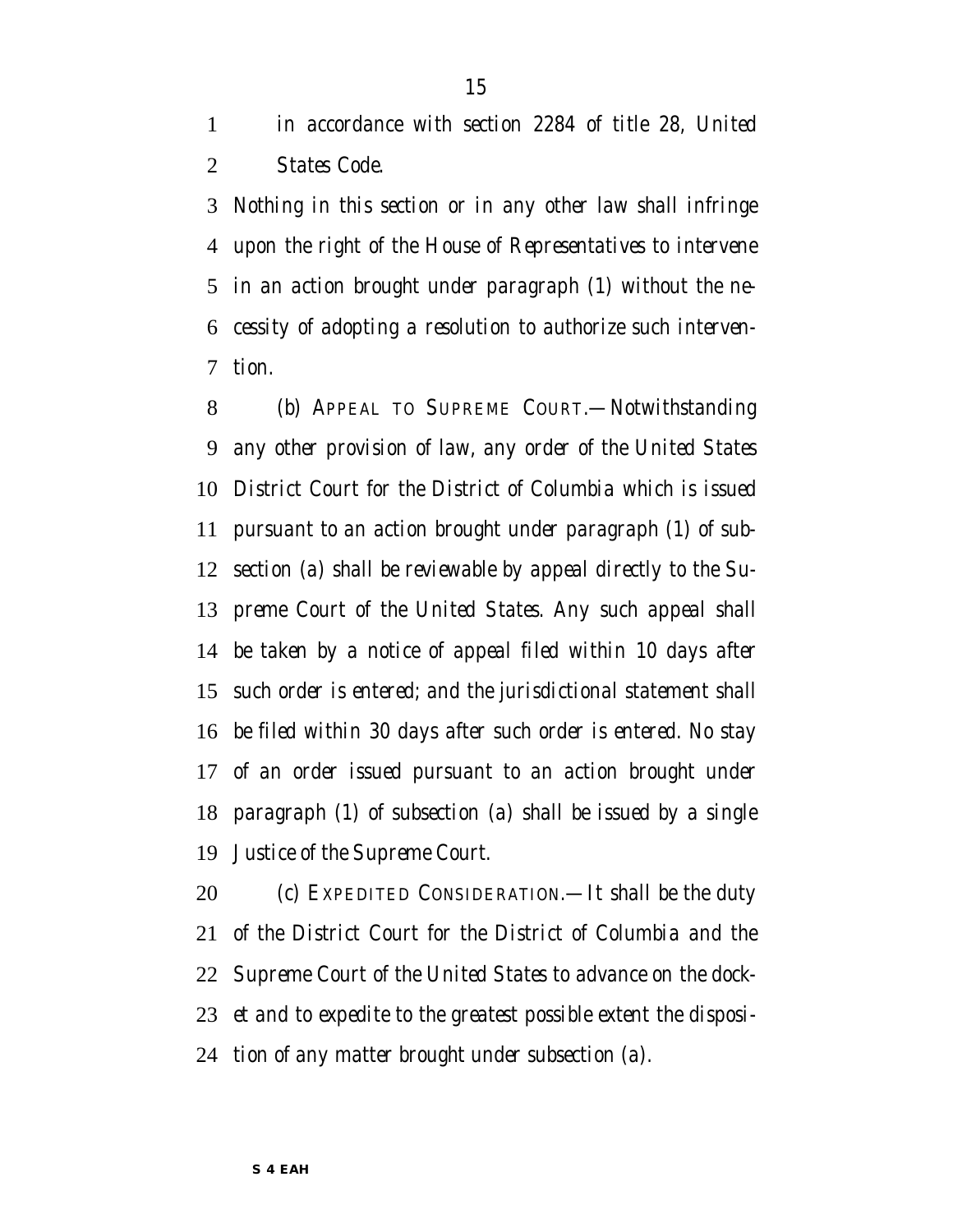in accordance with section 2284 of title 28, United States Code.

Nothing in this section or in any other law shall infringe upon the right of the House of Representatives to intervene in an action brought under paragraph (1) without the necessity of adopting a resolution to authorize such intervention.

(b) APPEAL TO SUPREME COURT.—Notwithstanding any other provision of law, any order of the United States District Court for the District of Columbia which is issued pursuant to an action brought under paragraph (1) of subsection (a) shall be reviewable by appeal directly to the Supreme Court of the United States. Any such appeal shall be taken by a notice of appeal filed within 10 days after such order is entered; and the jurisdictional statement shall be filed within 30 days after such order is entered. No stay of an order issued pursuant to an action brought under paragraph (1) of subsection (a) shall be issued by a single Justice of the Supreme Court.

(c) EXPEDITED CONSIDERATION.—It shall be the duty of the District Court for the District of Columbia and the Supreme Court of the United States to advance on the docket and to expedite to the greatest possible extent the disposition of any matter brought under subsection (a).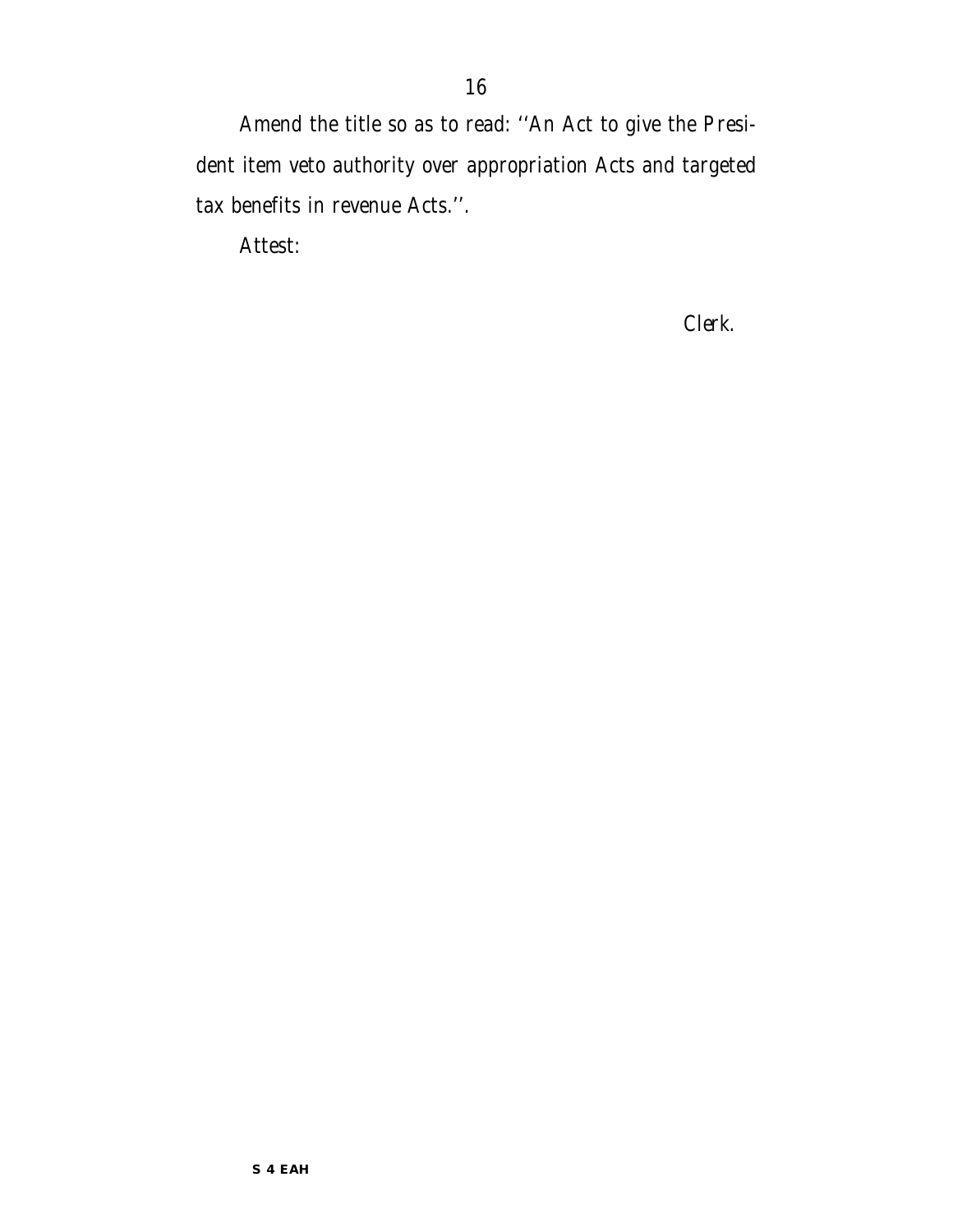*Amend the title so as to read: ''An Act to give the President item veto authority over appropriation Acts and targeted tax benefits in revenue Acts.''.*

*Attest:*

*Clerk.*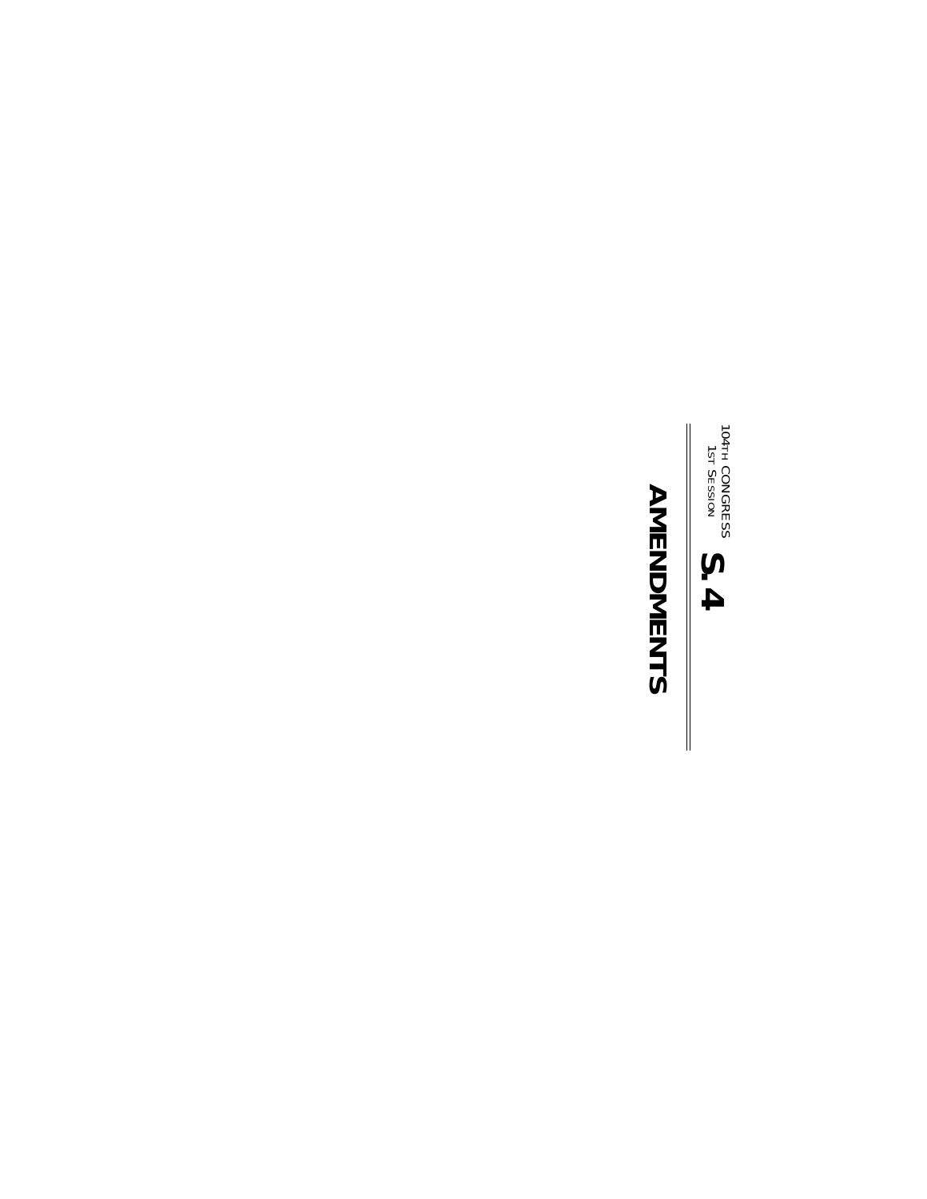104TH CONGRESS
1ST SESSION

# S. 4

# AMENDMENTS